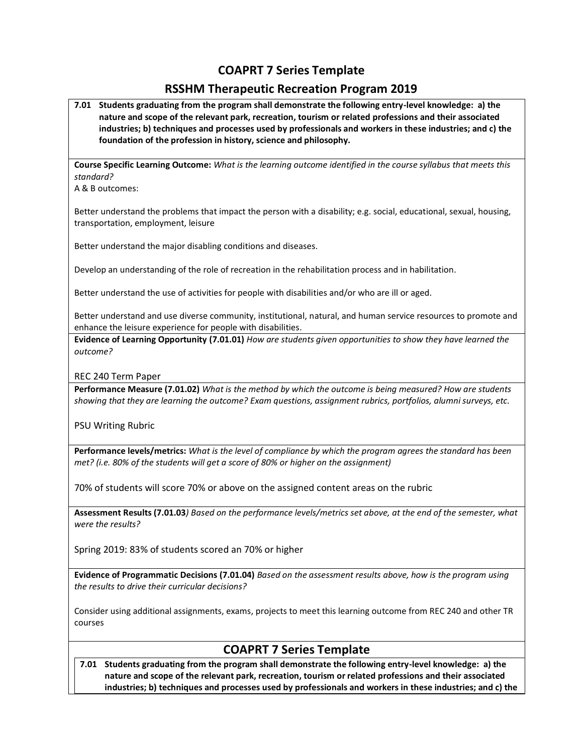# COAPRT 7 Series Template

## RSSHM Therapeutic Recreation Program 2019

**7.01 Students graduating from the program shall demonstrate the following entry-level knowledge: a) the nature and scope of the relevant park, recreation, tourism or related professions and their associated industries; b) techniques and processes used by professionals and workers in these industries; and c) the foundation of the profession in history, science and philosophy.**

**Course Specific Learning Outcome:** *What is the learning outcome identified in the course syllabus that meets this standard?*

A & B outcomes:

Better understand the problems that impact the person with a disability; e.g. social, educational, sexual, housing, transportation, employment, leisure

Better understand the major disabling conditions and diseases.

Develop an understanding of the role of recreation in the rehabilitation process and in habilitation.

Better understand the use of activities for people with disabilities and/or who are ill or aged.

Better understand and use diverse community, institutional, natural, and human service resources to promote and enhance the leisure experience for people with disabilities.

**Evidence of Learning Opportunity (7.01.01)** *How are students given opportunities to show they have learned the outcome?*

REC 240 Term Paper

**Performance Measure (7.01.02)** *What is the method by which the outcome is being measured? How are students showing that they are learning the outcome? Exam questions, assignment rubrics, portfolios, alumni surveys, etc.*

PSU Writing Rubric

**Performance levels/metrics:** *What is the level of compliance by which the program agrees the standard has been met? (i.e. 80% of the students will get a score of 80% or higher on the assignment)*

70% of students will score 70% or above on the assigned content areas on the rubric

**Assessment Results (7.01.03**) *Based on the performance levels/metrics set above, at the end of the semester, what were the results?*

Spring 2019: 83% of students scored an 70% or higher

**Evidence of Programmatic Decisions (7.01.04)** *Based on the assessment results above, how is the program using the results to drive their curricular decisions?*

Consider using additional assignments, exams, projects to meet this learning outcome from REC 240 and other TR courses

# COAPRT 7 Series Template

**7.01 Students graduating from the program shall demonstrate the following entry-level knowledge: a) the nature and scope of the relevant park, recreation, tourism or related professions and their associated industries; b) techniques and processes used by professionals and workers in these industries; and c) the**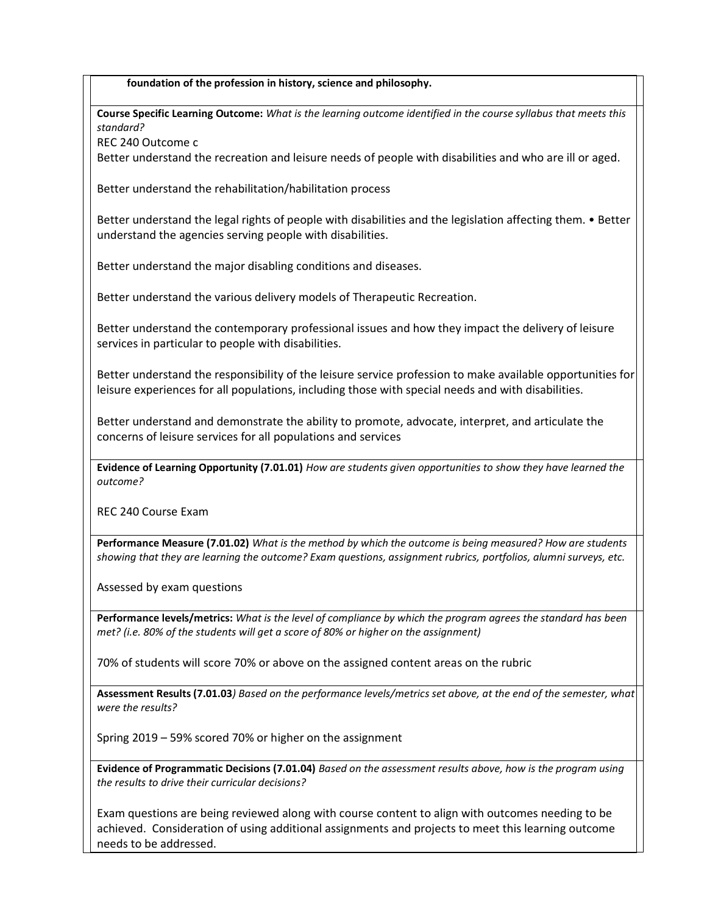**foundation of the profession in history, science and philosophy.**

**Course Specific Learning Outcome:** *What is the learning outcome identified in the course syllabus that meets this standard?*

REC 240 Outcome c

Better understand the recreation and leisure needs of people with disabilities and who are ill or aged.

Better understand the rehabilitation/habilitation process

Better understand the legal rights of people with disabilities and the legislation affecting them. • Better understand the agencies serving people with disabilities.

Better understand the major disabling conditions and diseases.

Better understand the various delivery models of Therapeutic Recreation.

Better understand the contemporary professional issues and how they impact the delivery of leisure services in particular to people with disabilities.

Better understand the responsibility of the leisure service profession to make available opportunities for leisure experiences for all populations, including those with special needs and with disabilities.

Better understand and demonstrate the ability to promote, advocate, interpret, and articulate the concerns of leisure services for all populations and services

**Evidence of Learning Opportunity (7.01.01)** *How are students given opportunities to show they have learned the outcome?*

REC 240 Course Exam

**Performance Measure (7.01.02)** *What is the method by which the outcome is being measured? How are students showing that they are learning the outcome? Exam questions, assignment rubrics, portfolios, alumni surveys, etc.*

Assessed by exam questions

**Performance levels/metrics:** *What is the level of compliance by which the program agrees the standard has been met? (i.e. 80% of the students will get a score of 80% or higher on the assignment)*

70% of students will score 70% or above on the assigned content areas on the rubric

**Assessment Results (7.01.03**) *Based on the performance levels/metrics set above, at the end of the semester, what were the results?*

Spring 2019 – 59% scored 70% or higher on the assignment

**Evidence of Programmatic Decisions (7.01.04)** *Based on the assessment results above, how is the program using the results to drive their curricular decisions?*

Exam questions are being reviewed along with course content to align with outcomes needing to be achieved. Consideration of using additional assignments and projects to meet this learning outcome needs to be addressed.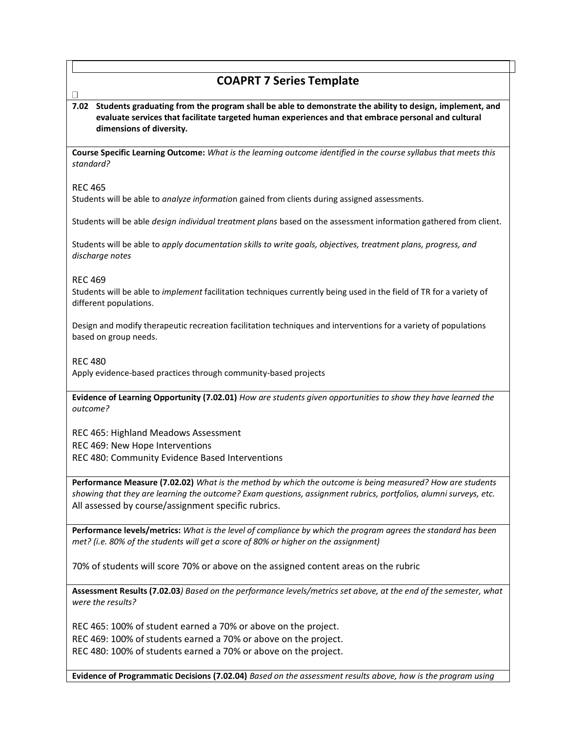# COAPRT 7 Series Template

**7.02 Students graduating from the program shall be able to demonstrate the ability to design, implement, and evaluate services that facilitate targeted human experiences and that embrace personal and cultural dimensions of diversity.**

**Course Specific Learning Outcome:** *What is the learning outcome identified in the course syllabus that meets this standard?*

REC 465

Students will be able to *analyze informatio*n gained from clients during assigned assessments.

Students will be able *design individual treatment plans* based on the assessment information gathered from client.

Students will be able to *apply documentation skills to write goals, objectives, treatment plans, progress, and discharge notes*

REC 469

Students will be able to *implement* facilitation techniques currently being used in the field of TR for a variety of different populations.

Design and modify therapeutic recreation facilitation techniques and interventions for a variety of populations based on group needs.

REC 480

Apply evidence-based practices through community-based projects

**Evidence of Learning Opportunity (7.02.01)** *How are students given opportunities to show they have learned the outcome?*

REC 465: Highland Meadows Assessment
REC 469: New Hope Interventions
REC 480: Community Evidence Based Interventions

**Performance Measure (7.02.02)** *What is the method by which the outcome is being measured? How are students showing that they are learning the outcome? Exam questions, assignment rubrics, portfolios, alumni surveys, etc.*
All assessed by course/assignment specific rubrics.

**Performance levels/metrics:** *What is the level of compliance by which the program agrees the standard has been met? (i.e. 80% of the students will get a score of 80% or higher on the assignment)*

70% of students will score 70% or above on the assigned content areas on the rubric

**Assessment Results (7.02.03***) Based on the performance levels/metrics set above, at the end of the semester, what were the results?*

REC 465: 100% of student earned a 70% or above on the project.
REC 469: 100% of students earned a 70% or above on the project.
REC 480: 100% of students earned a 70% or above on the project.

**Evidence of Programmatic Decisions (7.02.04)** *Based on the assessment results above, how is the program using*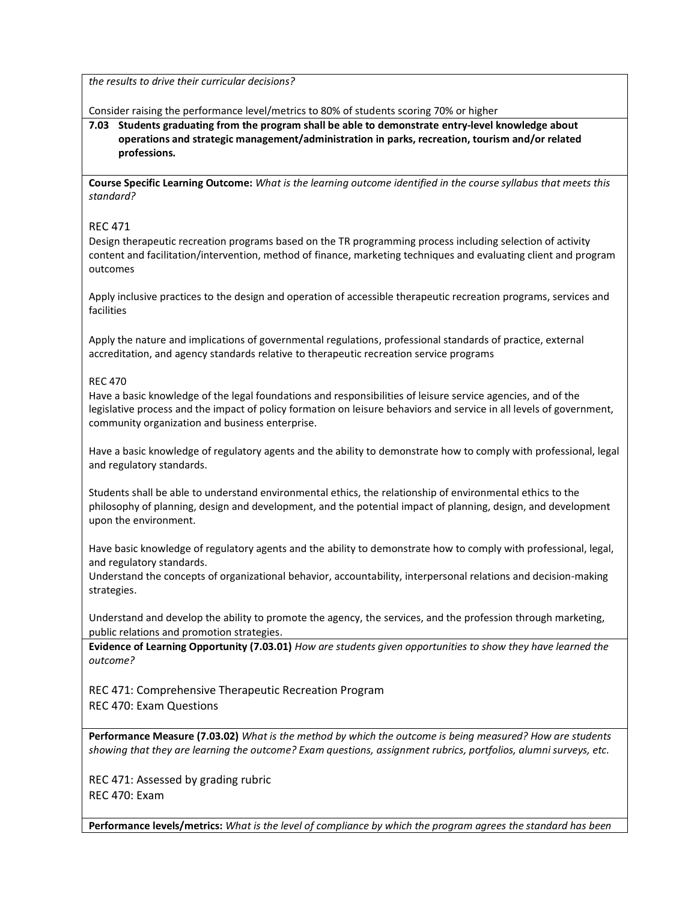*the results to drive their curricular decisions?*

Consider raising the performance level/metrics to 80% of students scoring 70% or higher

**7.03 Students graduating from the program shall be able to demonstrate entry-level knowledge about operations and strategic management/administration in parks, recreation, tourism and/or related professions.**

**Course Specific Learning Outcome:** *What is the learning outcome identified in the course syllabus that meets this standard?*

REC 471

Design therapeutic recreation programs based on the TR programming process including selection of activity content and facilitation/intervention, method of finance, marketing techniques and evaluating client and program outcomes

Apply inclusive practices to the design and operation of accessible therapeutic recreation programs, services and facilities

Apply the nature and implications of governmental regulations, professional standards of practice, external accreditation, and agency standards relative to therapeutic recreation service programs

REC 470

Have a basic knowledge of the legal foundations and responsibilities of leisure service agencies, and of the legislative process and the impact of policy formation on leisure behaviors and service in all levels of government, community organization and business enterprise.

Have a basic knowledge of regulatory agents and the ability to demonstrate how to comply with professional, legal and regulatory standards.

Students shall be able to understand environmental ethics, the relationship of environmental ethics to the philosophy of planning, design and development, and the potential impact of planning, design, and development upon the environment.

Have basic knowledge of regulatory agents and the ability to demonstrate how to comply with professional, legal, and regulatory standards.
Understand the concepts of organizational behavior, accountability, interpersonal relations and decision-making strategies.

Understand and develop the ability to promote the agency, the services, and the profession through marketing, public relations and promotion strategies.

**Evidence of Learning Opportunity (7.03.01)** *How are students given opportunities to show they have learned the outcome?*

REC 471: Comprehensive Therapeutic Recreation Program
REC 470: Exam Questions

**Performance Measure (7.03.02)** *What is the method by which the outcome is being measured? How are students showing that they are learning the outcome? Exam questions, assignment rubrics, portfolios, alumni surveys, etc.*

REC 471: Assessed by grading rubric
REC 470: Exam

**Performance levels/metrics:** *What is the level of compliance by which the program agrees the standard has been*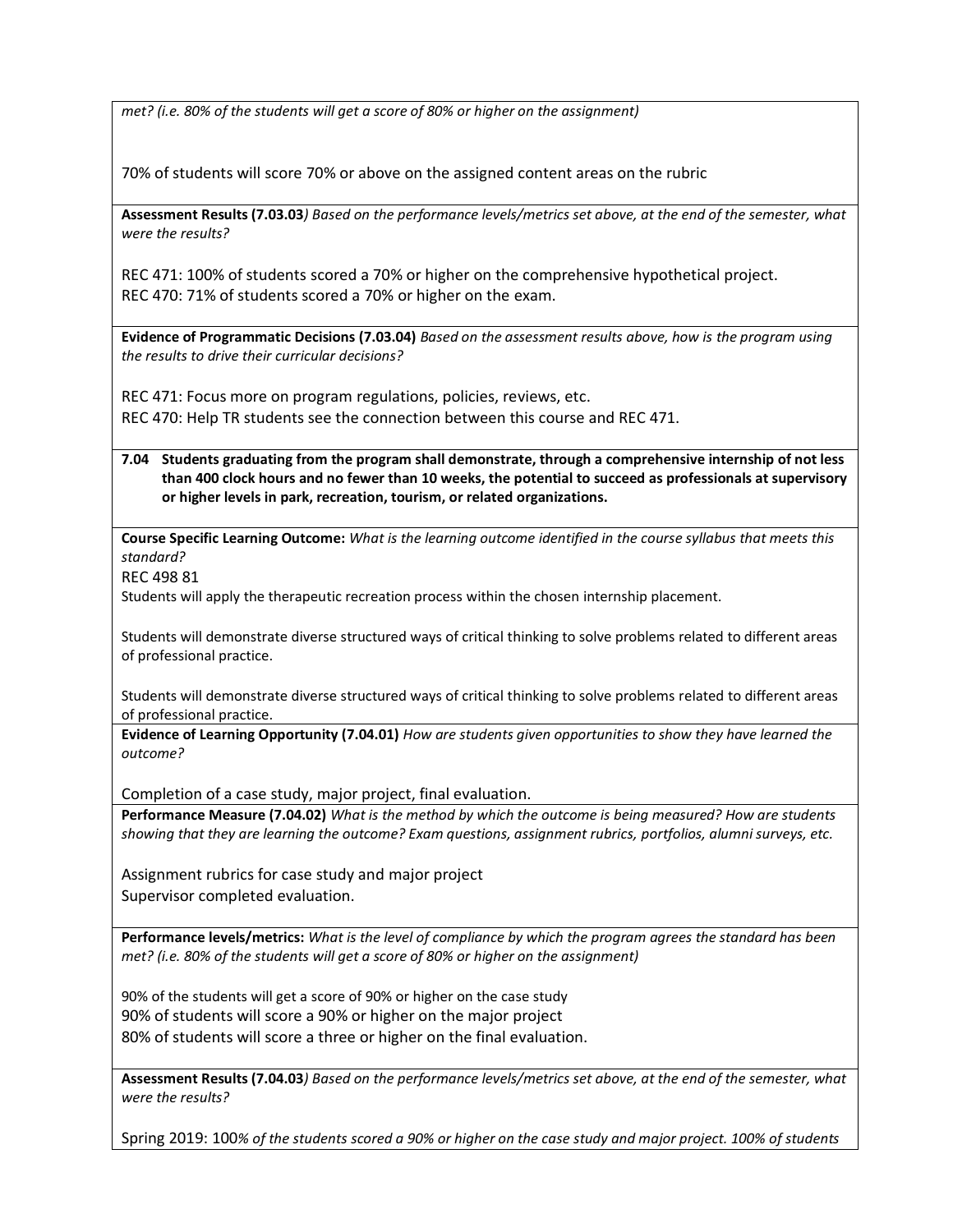*met? (i.e. 80% of the students will get a score of 80% or higher on the assignment)*

70% of students will score 70% or above on the assigned content areas on the rubric

**Assessment Results (7.03.03***) Based on the performance levels/metrics set above, at the end of the semester, what were the results?*

REC 471: 100% of students scored a 70% or higher on the comprehensive hypothetical project.
REC 470: 71% of students scored a 70% or higher on the exam.

**Evidence of Programmatic Decisions (7.03.04)** *Based on the assessment results above, how is the program using the results to drive their curricular decisions?*

REC 471: Focus more on program regulations, policies, reviews, etc.
REC 470: Help TR students see the connection between this course and REC 471.

**7.04 Students graduating from the program shall demonstrate, through a comprehensive internship of not less than 400 clock hours and no fewer than 10 weeks, the potential to succeed as professionals at supervisory or higher levels in park, recreation, tourism, or related organizations.**

**Course Specific Learning Outcome:** *What is the learning outcome identified in the course syllabus that meets this standard?*
REC 498 81
Students will apply the therapeutic recreation process within the chosen internship placement.

Students will demonstrate diverse structured ways of critical thinking to solve problems related to different areas of professional practice.

Students will demonstrate diverse structured ways of critical thinking to solve problems related to different areas of professional practice.

**Evidence of Learning Opportunity (7.04.01)** *How are students given opportunities to show they have learned the outcome?*

Completion of a case study, major project, final evaluation.

**Performance Measure (7.04.02)** *What is the method by which the outcome is being measured? How are students showing that they are learning the outcome? Exam questions, assignment rubrics, portfolios, alumni surveys, etc.*

Assignment rubrics for case study and major project
Supervisor completed evaluation.

**Performance levels/metrics:** *What is the level of compliance by which the program agrees the standard has been met? (i.e. 80% of the students will get a score of 80% or higher on the assignment)*

90% of the students will get a score of 90% or higher on the case study
90% of students will score a 90% or higher on the major project
80% of students will score a three or higher on the final evaluation.

**Assessment Results (7.04.03***) Based on the performance levels/metrics set above, at the end of the semester, what were the results?*

Spring 2019: 100*% of the students scored a 90% or higher on the case study and major project. 100% of students*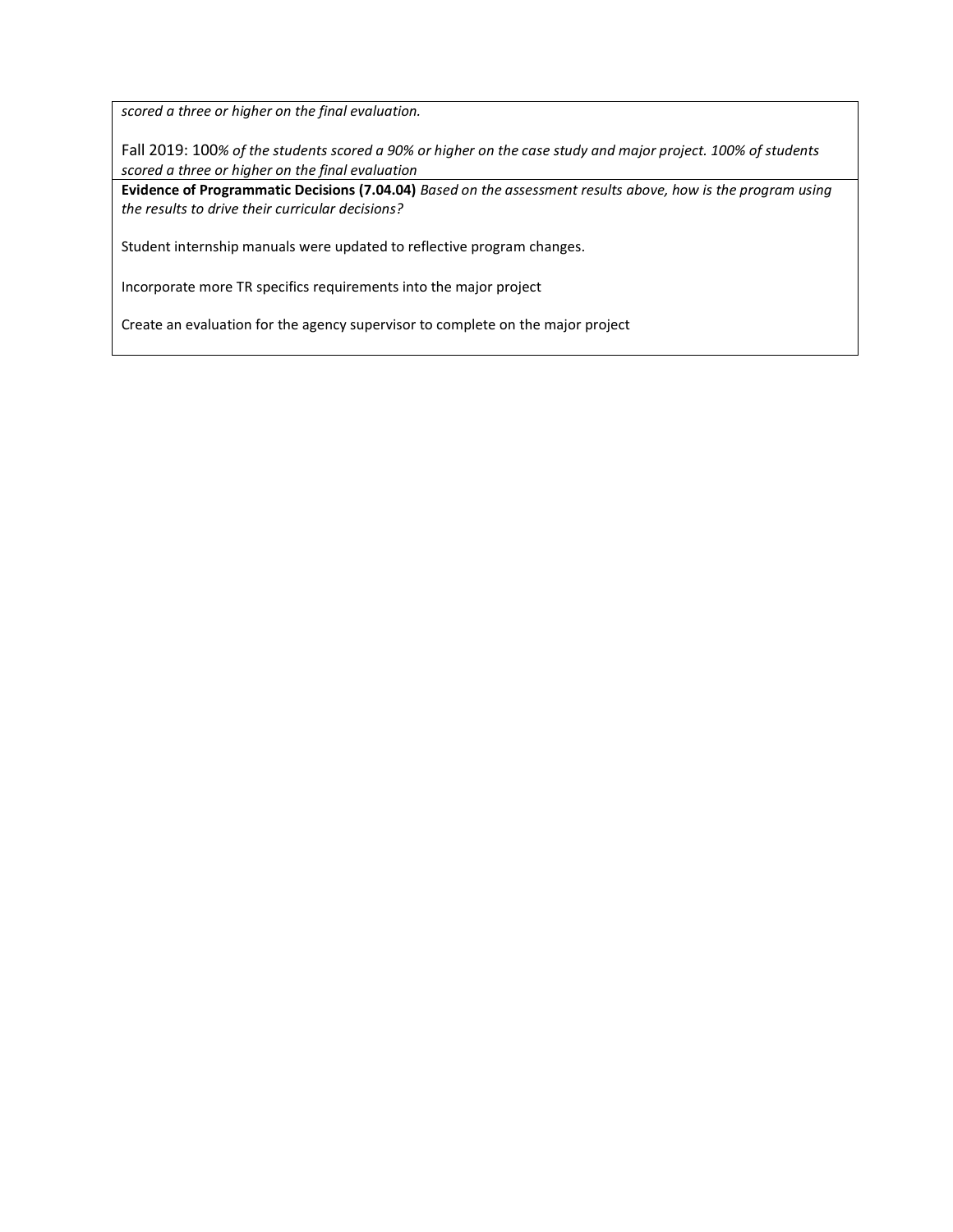*scored a three or higher on the final evaluation.*

Fall 2019: 100*% of the students scored a 90% or higher on the case study and major project. 100% of students scored a three or higher on the final evaluation*

**Evidence of Programmatic Decisions (7.04.04)** *Based on the assessment results above, how is the program using the results to drive their curricular decisions?*

Student internship manuals were updated to reflective program changes.

Incorporate more TR specifics requirements into the major project

Create an evaluation for the agency supervisor to complete on the major project